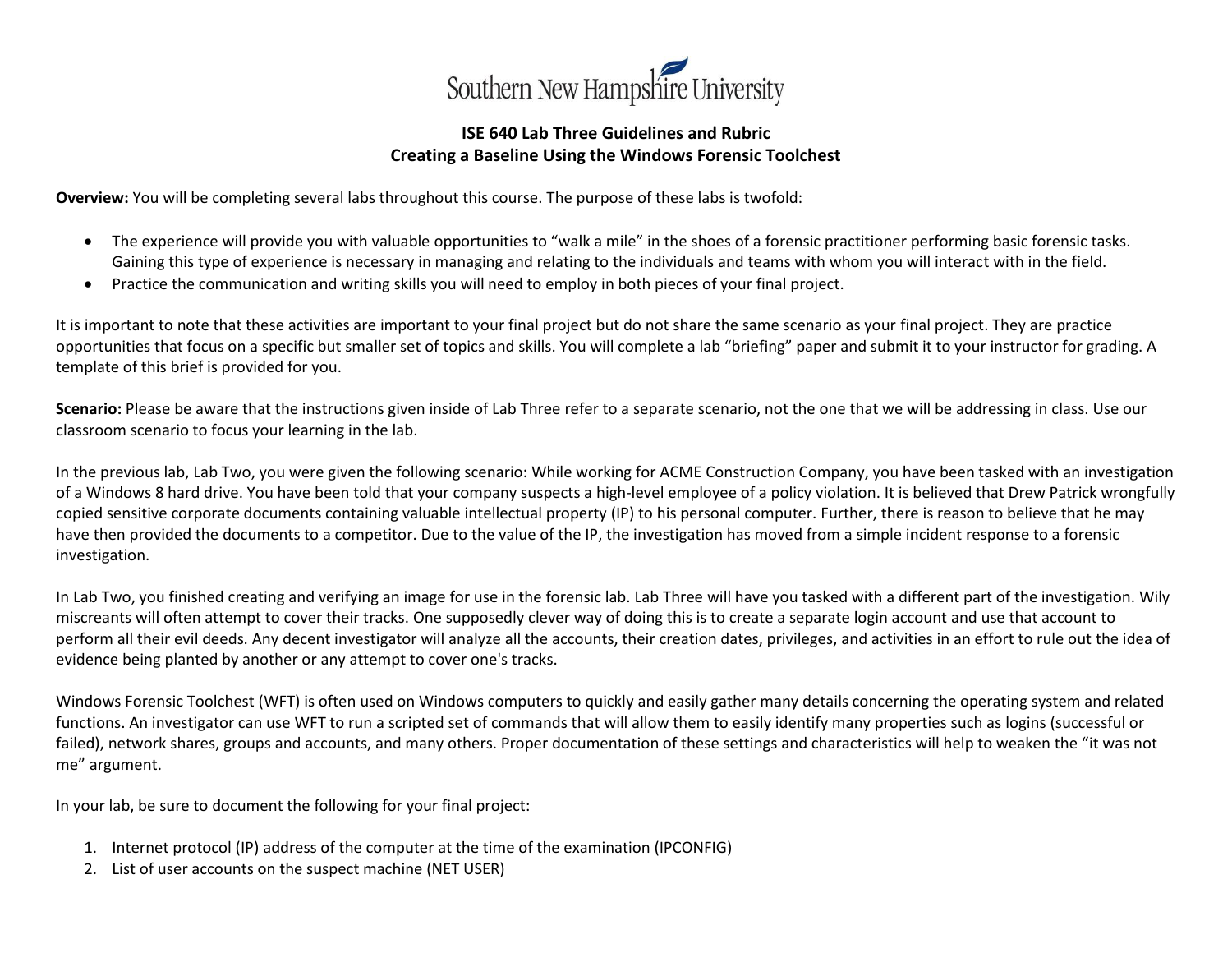Southern New Hampshire University

## ISE 640 Lab Three Guidelines and Rubric
## Creating a Baseline Using the Windows Forensic Toolchest

**Overview:** You will be completing several labs throughout this course. The purpose of these labs is twofold:

- The experience will provide you with valuable opportunities to "walk a mile" in the shoes of a forensic practitioner performing basic forensic tasks. Gaining this type of experience is necessary in managing and relating to the individuals and teams with whom you will interact with in the field.
- Practice the communication and writing skills you will need to employ in both pieces of your final project.

It is important to note that these activities are important to your final project but do not share the same scenario as your final project. They are practice opportunities that focus on a specific but smaller set of topics and skills. You will complete a lab "briefing" paper and submit it to your instructor for grading. A template of this brief is provided for you.

**Scenario:** Please be aware that the instructions given inside of Lab Three refer to a separate scenario, not the one that we will be addressing in class. Use our classroom scenario to focus your learning in the lab.

In the previous lab, Lab Two, you were given the following scenario: While working for ACME Construction Company, you have been tasked with an investigation of a Windows 8 hard drive. You have been told that your company suspects a high-level employee of a policy violation. It is believed that Drew Patrick wrongfully copied sensitive corporate documents containing valuable intellectual property (IP) to his personal computer. Further, there is reason to believe that he may have then provided the documents to a competitor. Due to the value of the IP, the investigation has moved from a simple incident response to a forensic investigation.

In Lab Two, you finished creating and verifying an image for use in the forensic lab. Lab Three will have you tasked with a different part of the investigation. Wily miscreants will often attempt to cover their tracks. One supposedly clever way of doing this is to create a separate login account and use that account to perform all their evil deeds. Any decent investigator will analyze all the accounts, their creation dates, privileges, and activities in an effort to rule out the idea of evidence being planted by another or any attempt to cover one's tracks.

Windows Forensic Toolchest (WFT) is often used on Windows computers to quickly and easily gather many details concerning the operating system and related functions. An investigator can use WFT to run a scripted set of commands that will allow them to easily identify many properties such as logins (successful or failed), network shares, groups and accounts, and many others. Proper documentation of these settings and characteristics will help to weaken the "it was not me" argument.

In your lab, be sure to document the following for your final project:

1. Internet protocol (IP) address of the computer at the time of the examination (IPCONFIG)
2. List of user accounts on the suspect machine (NET USER)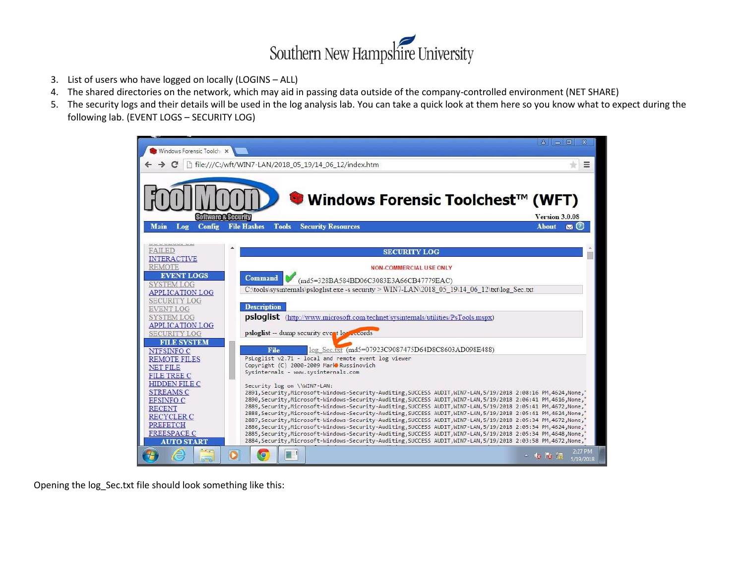3. List of users who have logged on locally (LOGINS – ALL)
4. The shared directories on the network, which may aid in passing data outside of the company-controlled environment (NET SHARE)
5. The security logs and their details will be used in the log analysis lab. You can take a quick look at them here so you know what to expect during the following lab. (EVENT LOGS – SECURITY LOG)

Opening the log_Sec.txt file should look something like this: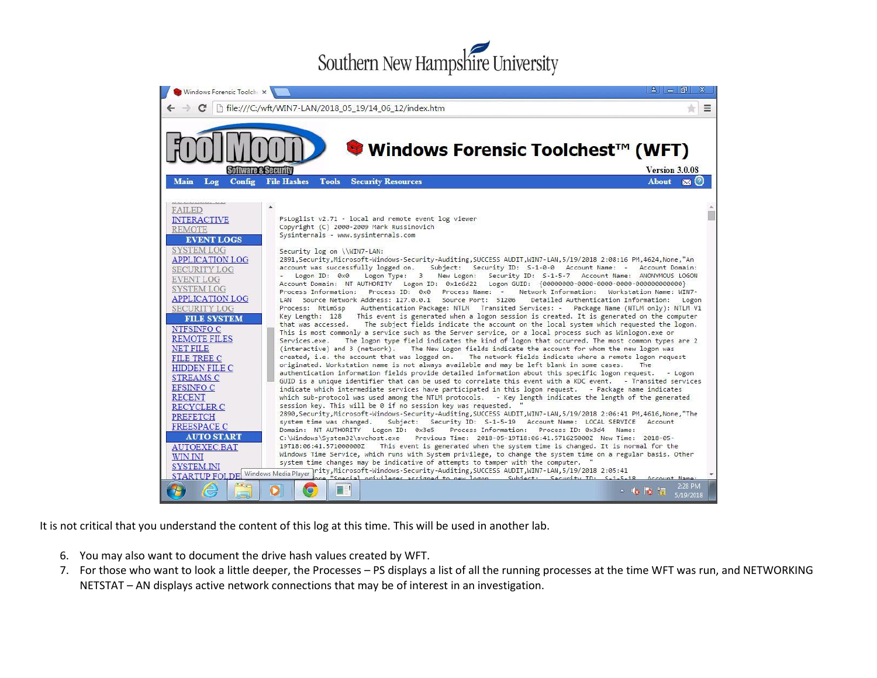It is not critical that you understand the content of this log at this time. This will be used in another lab.

6. You may also want to document the drive hash values created by WFT.
7. For those who want to look a little deeper, the Processes – PS displays a list of all the running processes at the time WFT was run, and NETWORKING NETSTAT – AN displays active network connections that may be of interest in an investigation.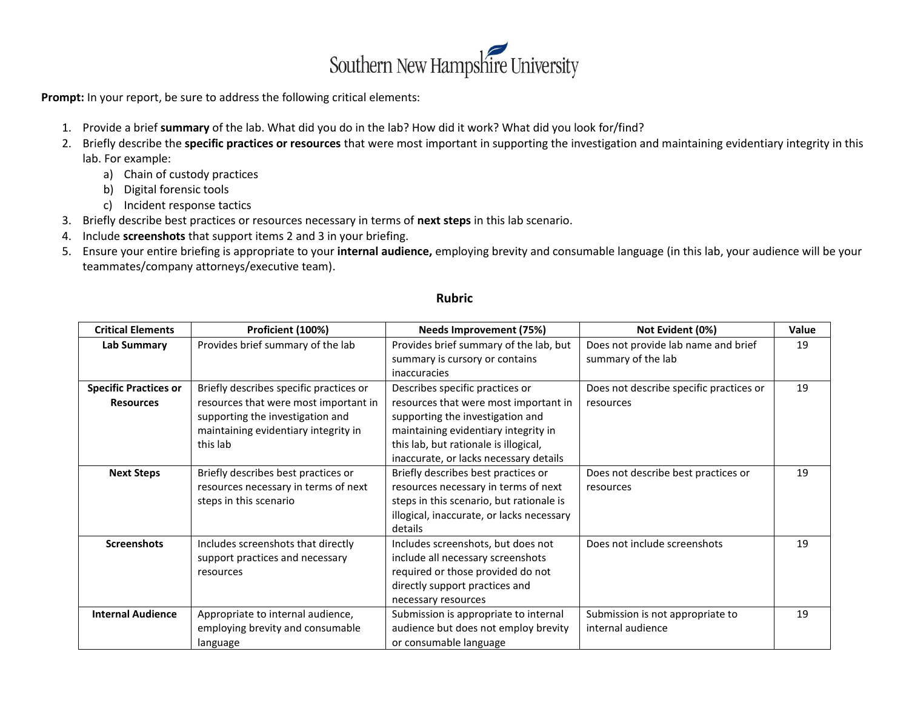**Prompt:** In your report, be sure to address the following critical elements:

1. Provide a brief **summary** of the lab. What did you do in the lab? How did it work? What did you look for/find?
2. Briefly describe the **specific practices or resources** that were most important in supporting the investigation and maintaining evidentiary integrity in this lab. For example:
   a) Chain of custody practices
   b) Digital forensic tools
   c) Incident response tactics
3. Briefly describe best practices or resources necessary in terms of **next steps** in this lab scenario.
4. Include **screenshots** that support items 2 and 3 in your briefing.
5. Ensure your entire briefing is appropriate to your **internal audience,** employing brevity and consumable language (in this lab, your audience will be your teammates/company attorneys/executive team).

## Rubric

| Critical Elements | Proficient (100%) | Needs Improvement (75%) | Not Evident (0%) | Value |
|---|---|---|---|---|
| **Lab Summary** | Provides brief summary of the lab | Provides brief summary of the lab, but summary is cursory or contains inaccuracies | Does not provide lab name and brief summary of the lab | 19 |
| **Specific Practices or Resources** | Briefly describes specific practices or resources that were most important in supporting the investigation and maintaining evidentiary integrity in this lab | Describes specific practices or resources that were most important in supporting the investigation and maintaining evidentiary integrity in this lab, but rationale is illogical, inaccurate, or lacks necessary details | Does not describe specific practices or resources | 19 |
| **Next Steps** | Briefly describes best practices or resources necessary in terms of next steps in this scenario | Briefly describes best practices or resources necessary in terms of next steps in this scenario, but rationale is illogical, inaccurate, or lacks necessary details | Does not describe best practices or resources | 19 |
| **Screenshots** | Includes screenshots that directly support practices and necessary resources | Includes screenshots, but does not include all necessary screenshots required or those provided do not directly support practices and necessary resources | Does not include screenshots | 19 |
| **Internal Audience** | Appropriate to internal audience, employing brevity and consumable language | Submission is appropriate to internal audience but does not employ brevity or consumable language | Submission is not appropriate to internal audience | 19 |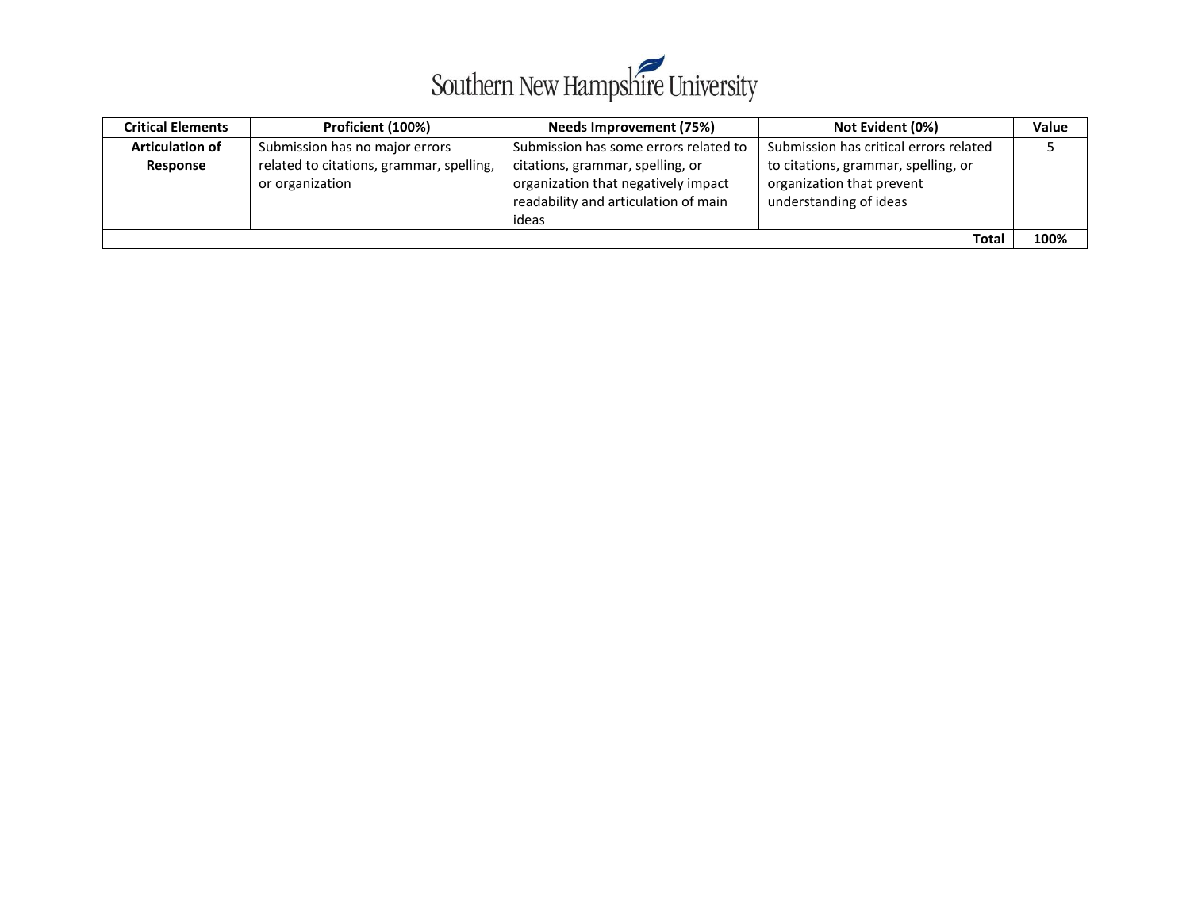| Critical Elements | Proficient (100%) | Needs Improvement (75%) | Not Evident (0%) | Value |
|---|---|---|---|---|
| **Articulation of Response** | Submission has no major errors related to citations, grammar, spelling, or organization | Submission has some errors related to citations, grammar, spelling, or organization that negatively impact readability and articulation of main ideas | Submission has critical errors related to citations, grammar, spelling, or organization that prevent understanding of ideas | 5 |
| | | | **Total** | **100%** |